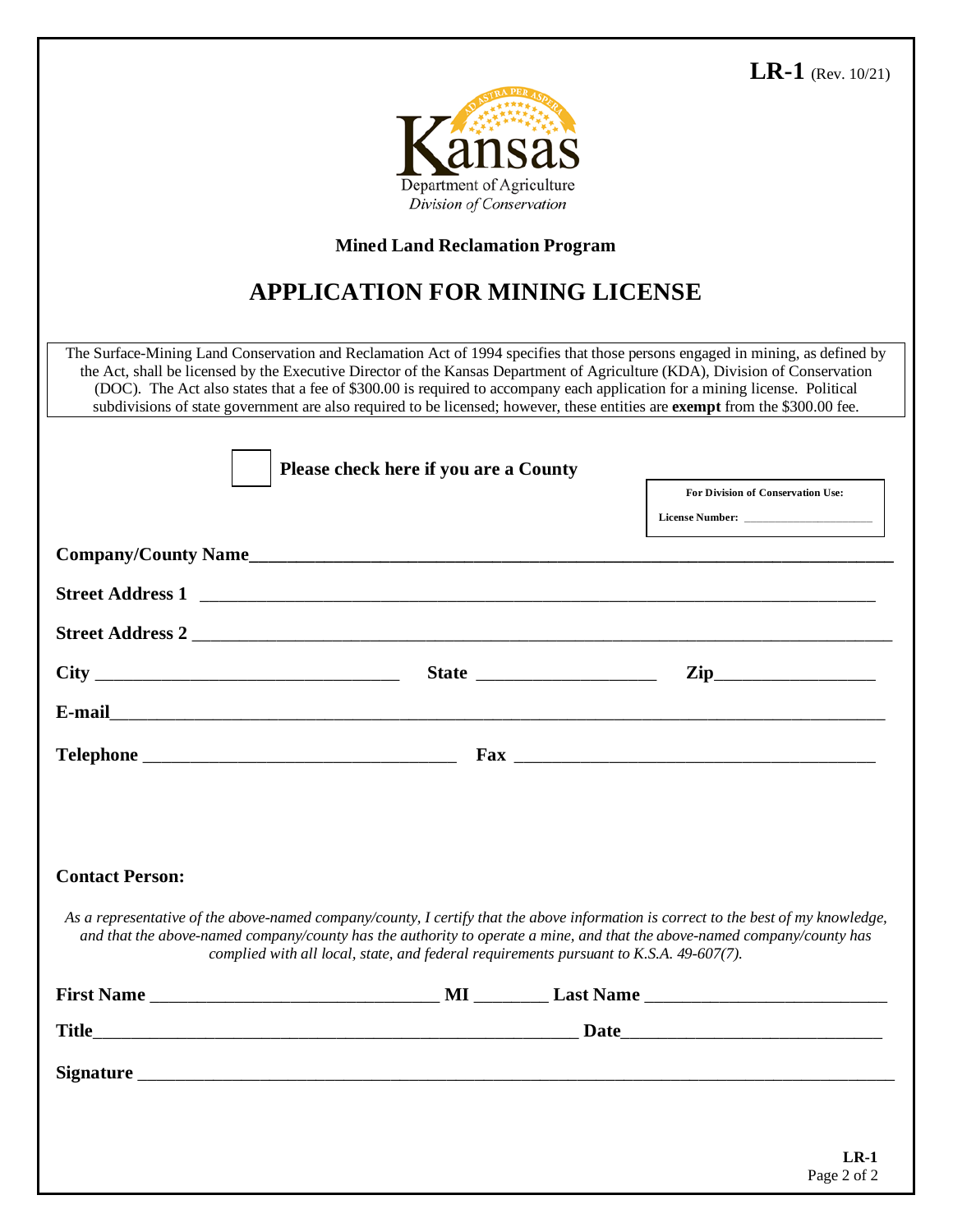LR-1 (Rev. 10/21)

Kansas Department of Agriculture
*Division of Conservation*

**Mined Land Reclamation Program**

# APPLICATION FOR MINING LICENSE

The Surface-Mining Land Conservation and Reclamation Act of 1994 specifies that those persons engaged in mining, as defined by the Act, shall be licensed by the Executive Director of the Kansas Department of Agriculture (KDA), Division of Conservation (DOC). The Act also states that a fee of $300.00 is required to accompany each application for a mining license. Political subdivisions of state government are also required to be licensed; however, these entities are **exempt** from the $300.00 fee.

☐ **Please check here if you are a County**

**For Division of Conservation Use:**

**License Number:** ____________________

**Company/County Name**____________________________________________________________

**Street Address 1** ________________________________________________________________

**Street Address 2** ________________________________________________________________

**City** ______________________________ **State** __________________ **Zip**________________

**E-mail**_______________________________________________________________________

**Telephone** ______________________________ **Fax** ____________________________________

**Contact Person:**

*As a representative of the above-named company/county, I certify that the above information is correct to the best of my knowledge, and that the above-named company/county has the authority to operate a mine, and that the above-named company/county has complied with all local, state, and federal requirements pursuant to K.S.A. 49-607(7).*

**First Name** ____________________________ **MI** ________ **Last Name** ________________________

**Title**____________________________________________________ **Date**__________________________

**Signature** ____________________________________________________________________________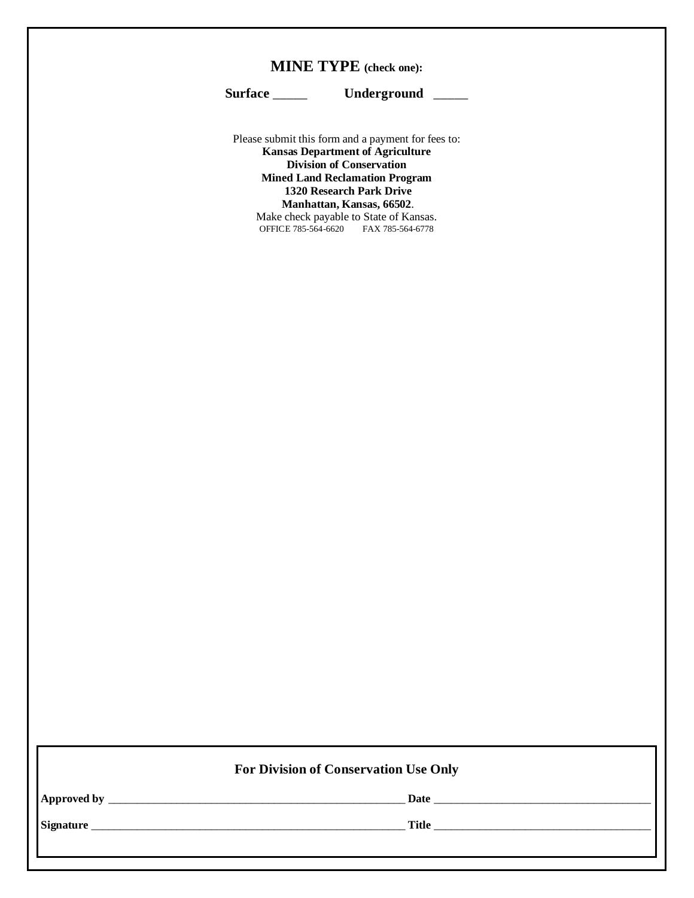## MINE TYPE (check one):

**Surface** _____ **Underground** _____

Please submit this form and a payment for fees to:
**Kansas Department of Agriculture**
**Division of Conservation**
**Mined Land Reclamation Program**
**1320 Research Park Drive**
**Manhattan, Kansas, 66502**.
Make check payable to State of Kansas.
OFFICE 785-564-6620 FAX 785-564-6778

### For Division of Conservation Use Only

**Approved by** ______________________________________________________ **Date** ______________________________________

**Signature** ________________________________________________________ **Title** ______________________________________